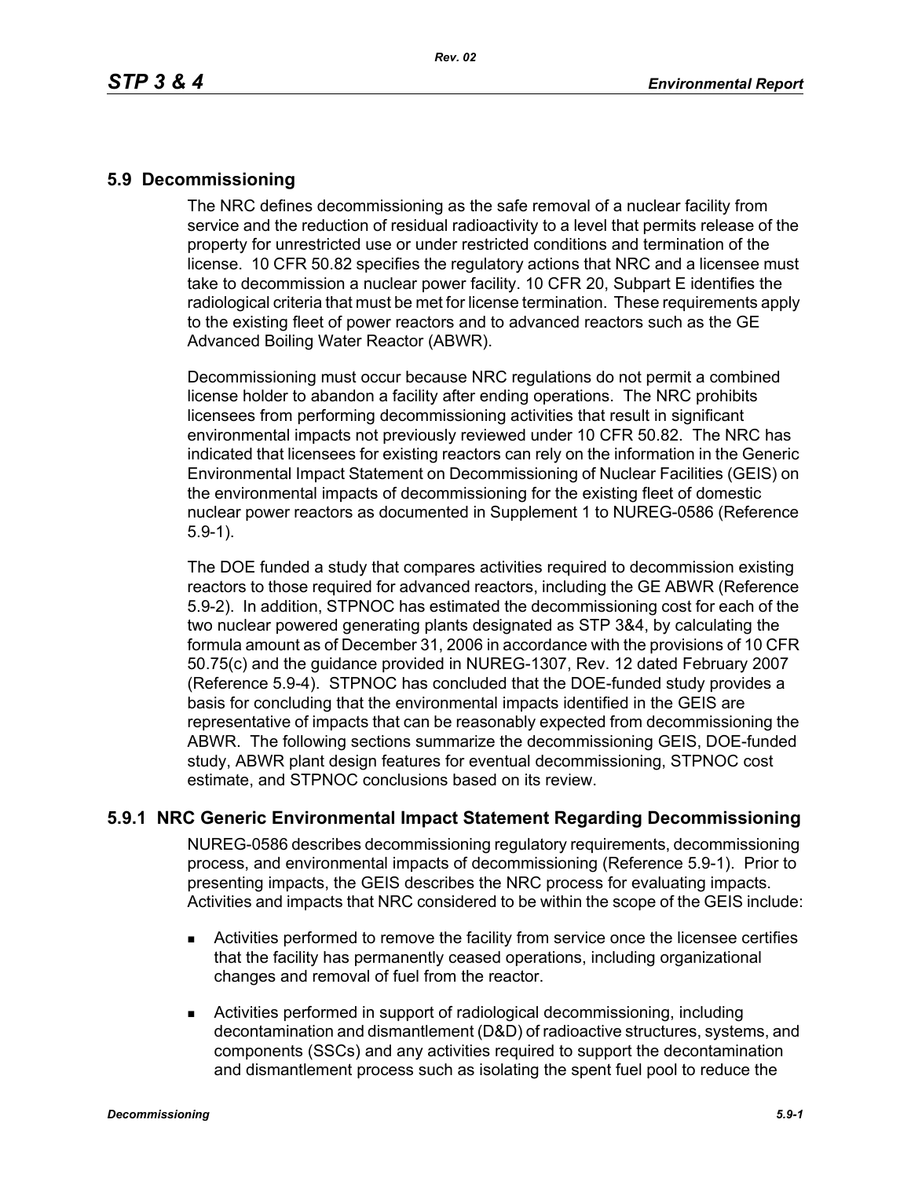## 5.9 Decommissioning

The NRC defines decommissioning as the safe removal of a nuclear facility from service and the reduction of residual radioactivity to a level that permits release of the property for unrestricted use or under restricted conditions and termination of the license. 10 CFR 50.82 specifies the regulatory actions that NRC and a licensee must take to decommission a nuclear power facility. 10 CFR 20, Subpart E identifies the radiological criteria that must be met for license termination. These requirements apply to the existing fleet of power reactors and to advanced reactors such as the GE Advanced Boiling Water Reactor (ABWR).

Decommissioning must occur because NRC regulations do not permit a combined license holder to abandon a facility after ending operations. The NRC prohibits licensees from performing decommissioning activities that result in significant environmental impacts not previously reviewed under 10 CFR 50.82. The NRC has indicated that licensees for existing reactors can rely on the information in the Generic Environmental Impact Statement on Decommissioning of Nuclear Facilities (GEIS) on the environmental impacts of decommissioning for the existing fleet of domestic nuclear power reactors as documented in Supplement 1 to NUREG-0586 (Reference 5.9-1).

The DOE funded a study that compares activities required to decommission existing reactors to those required for advanced reactors, including the GE ABWR (Reference 5.9-2). In addition, STPNOC has estimated the decommissioning cost for each of the two nuclear powered generating plants designated as STP 3&4, by calculating the formula amount as of December 31, 2006 in accordance with the provisions of 10 CFR 50.75(c) and the guidance provided in NUREG-1307, Rev. 12 dated February 2007 (Reference 5.9-4). STPNOC has concluded that the DOE-funded study provides a basis for concluding that the environmental impacts identified in the GEIS are representative of impacts that can be reasonably expected from decommissioning the ABWR. The following sections summarize the decommissioning GEIS, DOE-funded study, ABWR plant design features for eventual decommissioning, STPNOC cost estimate, and STPNOC conclusions based on its review.

### 5.9.1 NRC Generic Environmental Impact Statement Regarding Decommissioning

NUREG-0586 describes decommissioning regulatory requirements, decommissioning process, and environmental impacts of decommissioning (Reference 5.9-1). Prior to presenting impacts, the GEIS describes the NRC process for evaluating impacts. Activities and impacts that NRC considered to be within the scope of the GEIS include:

- Activities performed to remove the facility from service once the licensee certifies that the facility has permanently ceased operations, including organizational changes and removal of fuel from the reactor.
- Activities performed in support of radiological decommissioning, including decontamination and dismantlement (D&D) of radioactive structures, systems, and components (SSCs) and any activities required to support the decontamination and dismantlement process such as isolating the spent fuel pool to reduce the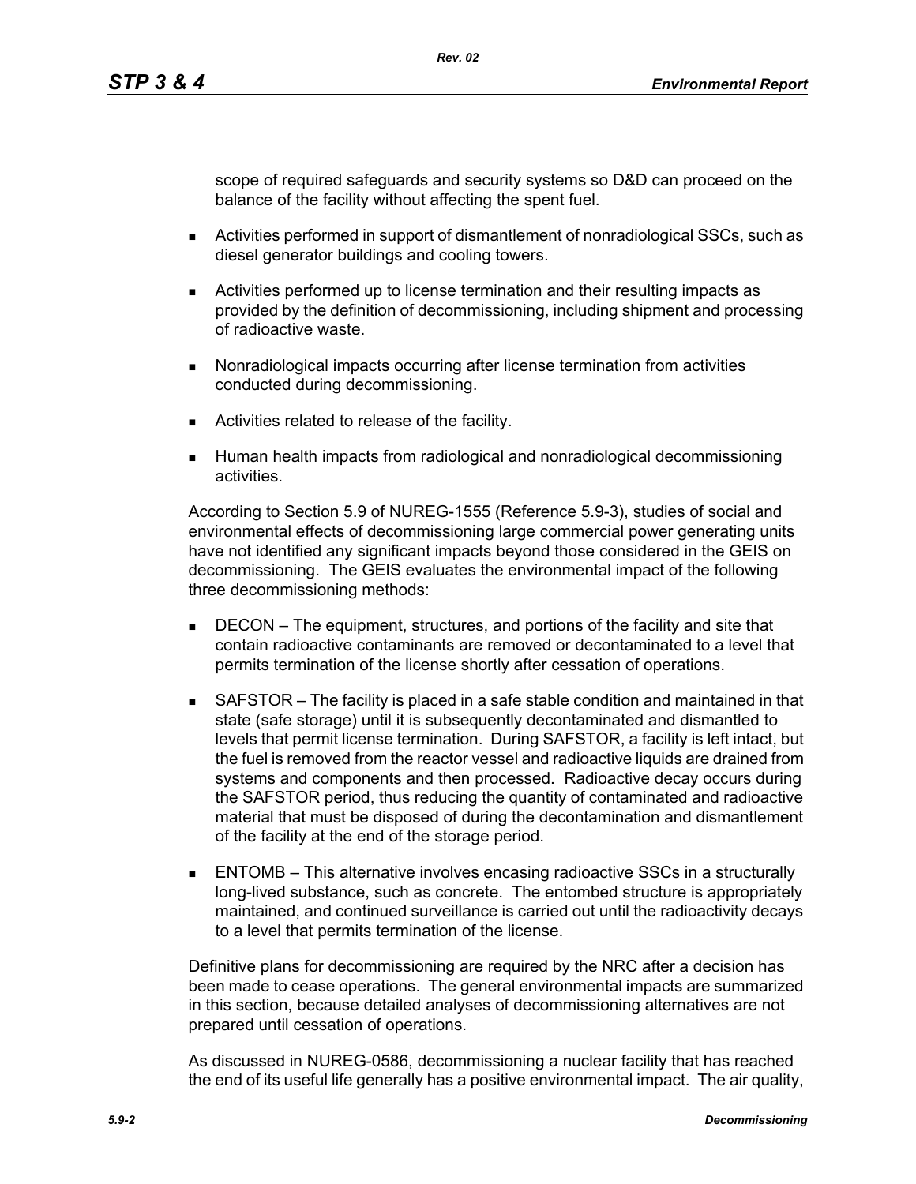scope of required safeguards and security systems so D&D can proceed on the balance of the facility without affecting the spent fuel.

- Activities performed in support of dismantlement of nonradiological SSCs, such as diesel generator buildings and cooling towers.
- Activities performed up to license termination and their resulting impacts as provided by the definition of decommissioning, including shipment and processing of radioactive waste.
- Nonradiological impacts occurring after license termination from activities conducted during decommissioning.
- Activities related to release of the facility.
- Human health impacts from radiological and nonradiological decommissioning activities.

According to Section 5.9 of NUREG-1555 (Reference 5.9-3), studies of social and environmental effects of decommissioning large commercial power generating units have not identified any significant impacts beyond those considered in the GEIS on decommissioning. The GEIS evaluates the environmental impact of the following three decommissioning methods:

- DECON – The equipment, structures, and portions of the facility and site that contain radioactive contaminants are removed or decontaminated to a level that permits termination of the license shortly after cessation of operations.
- SAFSTOR – The facility is placed in a safe stable condition and maintained in that state (safe storage) until it is subsequently decontaminated and dismantled to levels that permit license termination. During SAFSTOR, a facility is left intact, but the fuel is removed from the reactor vessel and radioactive liquids are drained from systems and components and then processed. Radioactive decay occurs during the SAFSTOR period, thus reducing the quantity of contaminated and radioactive material that must be disposed of during the decontamination and dismantlement of the facility at the end of the storage period.
- ENTOMB – This alternative involves encasing radioactive SSCs in a structurally long-lived substance, such as concrete. The entombed structure is appropriately maintained, and continued surveillance is carried out until the radioactivity decays to a level that permits termination of the license.

Definitive plans for decommissioning are required by the NRC after a decision has been made to cease operations. The general environmental impacts are summarized in this section, because detailed analyses of decommissioning alternatives are not prepared until cessation of operations.

As discussed in NUREG-0586, decommissioning a nuclear facility that has reached the end of its useful life generally has a positive environmental impact. The air quality,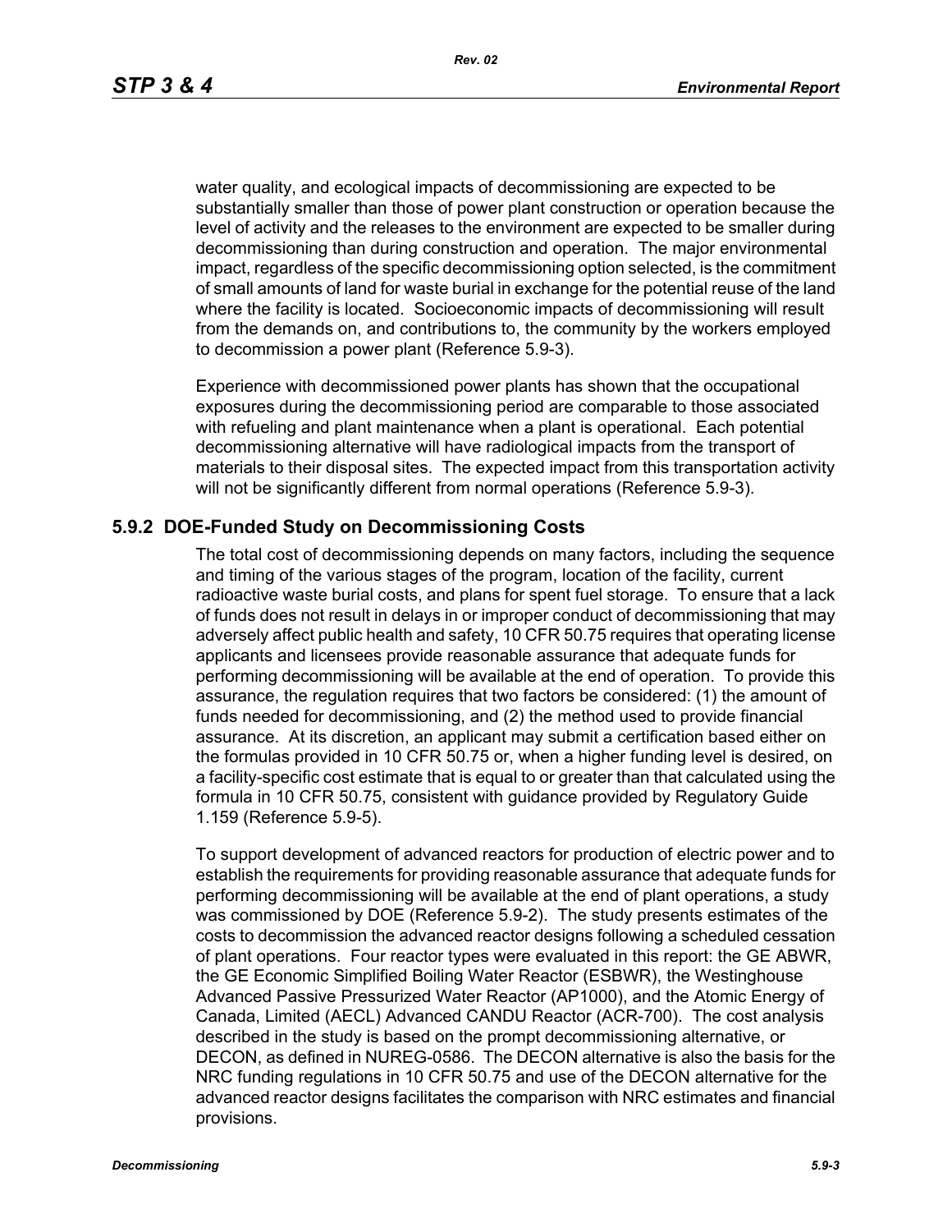water quality, and ecological impacts of decommissioning are expected to be substantially smaller than those of power plant construction or operation because the level of activity and the releases to the environment are expected to be smaller during decommissioning than during construction and operation. The major environmental impact, regardless of the specific decommissioning option selected, is the commitment of small amounts of land for waste burial in exchange for the potential reuse of the land where the facility is located. Socioeconomic impacts of decommissioning will result from the demands on, and contributions to, the community by the workers employed to decommission a power plant (Reference 5.9-3).

Experience with decommissioned power plants has shown that the occupational exposures during the decommissioning period are comparable to those associated with refueling and plant maintenance when a plant is operational. Each potential decommissioning alternative will have radiological impacts from the transport of materials to their disposal sites. The expected impact from this transportation activity will not be significantly different from normal operations (Reference 5.9-3).

## 5.9.2 DOE-Funded Study on Decommissioning Costs

The total cost of decommissioning depends on many factors, including the sequence and timing of the various stages of the program, location of the facility, current radioactive waste burial costs, and plans for spent fuel storage. To ensure that a lack of funds does not result in delays in or improper conduct of decommissioning that may adversely affect public health and safety, 10 CFR 50.75 requires that operating license applicants and licensees provide reasonable assurance that adequate funds for performing decommissioning will be available at the end of operation. To provide this assurance, the regulation requires that two factors be considered: (1) the amount of funds needed for decommissioning, and (2) the method used to provide financial assurance. At its discretion, an applicant may submit a certification based either on the formulas provided in 10 CFR 50.75 or, when a higher funding level is desired, on a facility-specific cost estimate that is equal to or greater than that calculated using the formula in 10 CFR 50.75, consistent with guidance provided by Regulatory Guide 1.159 (Reference 5.9-5).

To support development of advanced reactors for production of electric power and to establish the requirements for providing reasonable assurance that adequate funds for performing decommissioning will be available at the end of plant operations, a study was commissioned by DOE (Reference 5.9-2). The study presents estimates of the costs to decommission the advanced reactor designs following a scheduled cessation of plant operations. Four reactor types were evaluated in this report: the GE ABWR, the GE Economic Simplified Boiling Water Reactor (ESBWR), the Westinghouse Advanced Passive Pressurized Water Reactor (AP1000), and the Atomic Energy of Canada, Limited (AECL) Advanced CANDU Reactor (ACR-700). The cost analysis described in the study is based on the prompt decommissioning alternative, or DECON, as defined in NUREG-0586. The DECON alternative is also the basis for the NRC funding regulations in 10 CFR 50.75 and use of the DECON alternative for the advanced reactor designs facilitates the comparison with NRC estimates and financial provisions.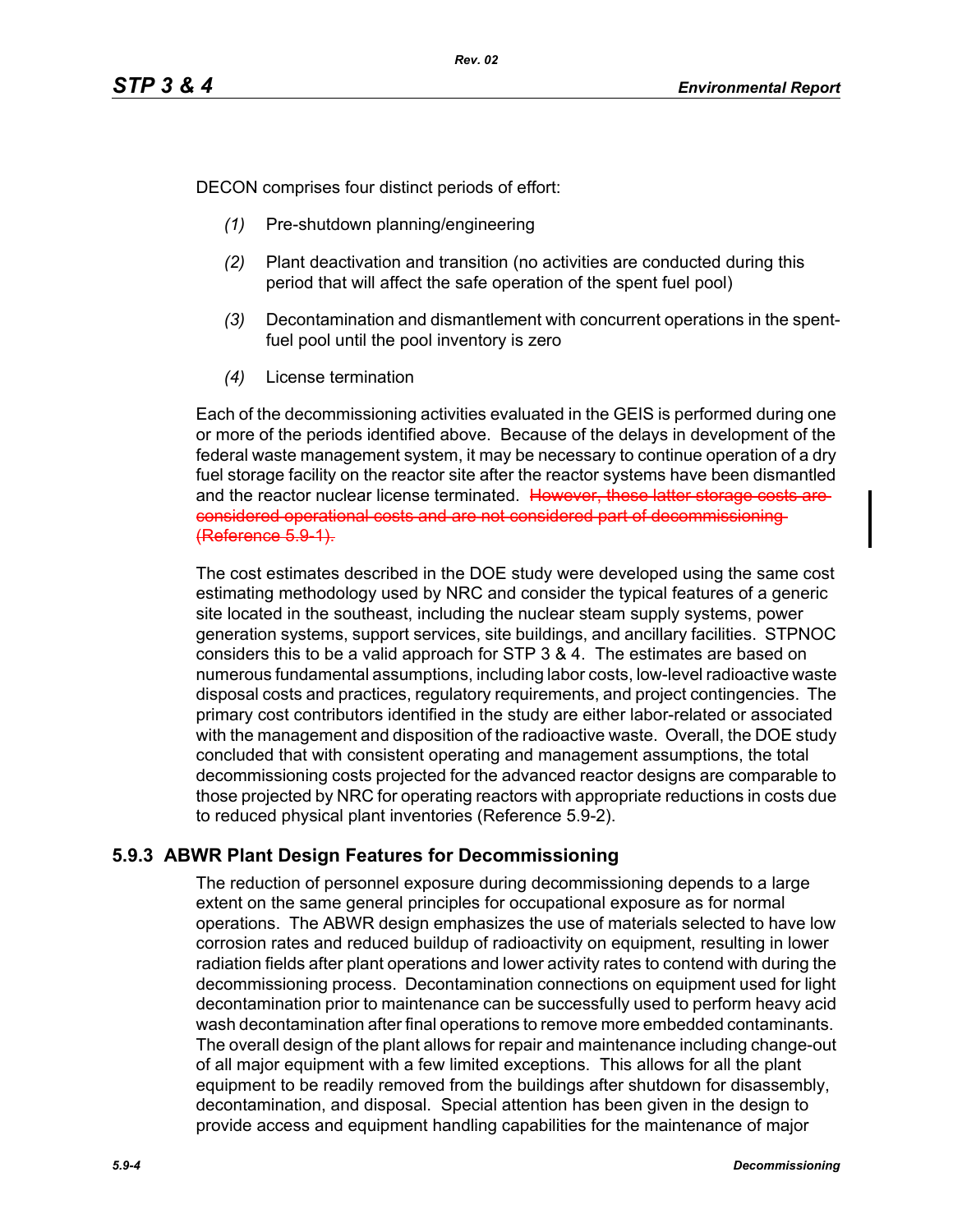DECON comprises four distinct periods of effort:

(1) Pre-shutdown planning/engineering

(2) Plant deactivation and transition (no activities are conducted during this period that will affect the safe operation of the spent fuel pool)

(3) Decontamination and dismantlement with concurrent operations in the spent-fuel pool until the pool inventory is zero

(4) License termination

Each of the decommissioning activities evaluated in the GEIS is performed during one or more of the periods identified above. Because of the delays in development of the federal waste management system, it may be necessary to continue operation of a dry fuel storage facility on the reactor site after the reactor systems have been dismantled and the reactor nuclear license terminated. ~~However, these latter storage costs are considered operational costs and are not considered part of decommissioning (Reference 5.9-1).~~

The cost estimates described in the DOE study were developed using the same cost estimating methodology used by NRC and consider the typical features of a generic site located in the southeast, including the nuclear steam supply systems, power generation systems, support services, site buildings, and ancillary facilities. STPNOC considers this to be a valid approach for STP 3 & 4. The estimates are based on numerous fundamental assumptions, including labor costs, low-level radioactive waste disposal costs and practices, regulatory requirements, and project contingencies. The primary cost contributors identified in the study are either labor-related or associated with the management and disposition of the radioactive waste. Overall, the DOE study concluded that with consistent operating and management assumptions, the total decommissioning costs projected for the advanced reactor designs are comparable to those projected by NRC for operating reactors with appropriate reductions in costs due to reduced physical plant inventories (Reference 5.9-2).

## 5.9.3 ABWR Plant Design Features for Decommissioning

The reduction of personnel exposure during decommissioning depends to a large extent on the same general principles for occupational exposure as for normal operations. The ABWR design emphasizes the use of materials selected to have low corrosion rates and reduced buildup of radioactivity on equipment, resulting in lower radiation fields after plant operations and lower activity rates to contend with during the decommissioning process. Decontamination connections on equipment used for light decontamination prior to maintenance can be successfully used to perform heavy acid wash decontamination after final operations to remove more embedded contaminants. The overall design of the plant allows for repair and maintenance including change-out of all major equipment with a few limited exceptions. This allows for all the plant equipment to be readily removed from the buildings after shutdown for disassembly, decontamination, and disposal. Special attention has been given in the design to provide access and equipment handling capabilities for the maintenance of major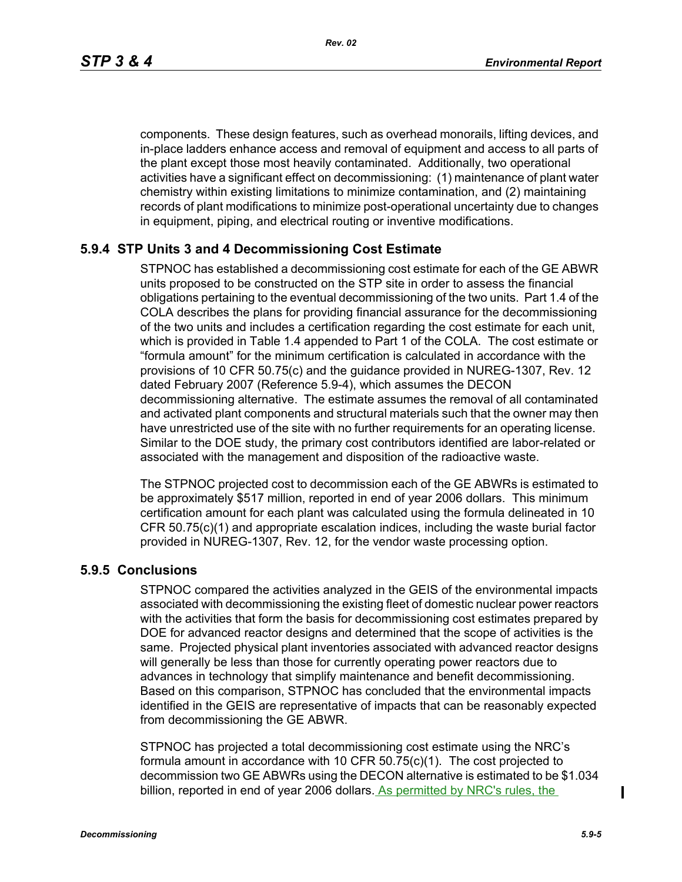components. These design features, such as overhead monorails, lifting devices, and in-place ladders enhance access and removal of equipment and access to all parts of the plant except those most heavily contaminated. Additionally, two operational activities have a significant effect on decommissioning: (1) maintenance of plant water chemistry within existing limitations to minimize contamination, and (2) maintaining records of plant modifications to minimize post-operational uncertainty due to changes in equipment, piping, and electrical routing or inventive modifications.

## 5.9.4 STP Units 3 and 4 Decommissioning Cost Estimate

STPNOC has established a decommissioning cost estimate for each of the GE ABWR units proposed to be constructed on the STP site in order to assess the financial obligations pertaining to the eventual decommissioning of the two units. Part 1.4 of the COLA describes the plans for providing financial assurance for the decommissioning of the two units and includes a certification regarding the cost estimate for each unit, which is provided in Table 1.4 appended to Part 1 of the COLA. The cost estimate or "formula amount" for the minimum certification is calculated in accordance with the provisions of 10 CFR 50.75(c) and the guidance provided in NUREG-1307, Rev. 12 dated February 2007 (Reference 5.9-4), which assumes the DECON decommissioning alternative. The estimate assumes the removal of all contaminated and activated plant components and structural materials such that the owner may then have unrestricted use of the site with no further requirements for an operating license. Similar to the DOE study, the primary cost contributors identified are labor-related or associated with the management and disposition of the radioactive waste.

The STPNOC projected cost to decommission each of the GE ABWRs is estimated to be approximately $517 million, reported in end of year 2006 dollars. This minimum certification amount for each plant was calculated using the formula delineated in 10 CFR 50.75(c)(1) and appropriate escalation indices, including the waste burial factor provided in NUREG-1307, Rev. 12, for the vendor waste processing option.

## 5.9.5 Conclusions

STPNOC compared the activities analyzed in the GEIS of the environmental impacts associated with decommissioning the existing fleet of domestic nuclear power reactors with the activities that form the basis for decommissioning cost estimates prepared by DOE for advanced reactor designs and determined that the scope of activities is the same. Projected physical plant inventories associated with advanced reactor designs will generally be less than those for currently operating power reactors due to advances in technology that simplify maintenance and benefit decommissioning. Based on this comparison, STPNOC has concluded that the environmental impacts identified in the GEIS are representative of impacts that can be reasonably expected from decommissioning the GE ABWR.

STPNOC has projected a total decommissioning cost estimate using the NRC's formula amount in accordance with 10 CFR 50.75(c)(1). The cost projected to decommission two GE ABWRs using the DECON alternative is estimated to be $1.034 billion, reported in end of year 2006 dollars. As permitted by NRC's rules, the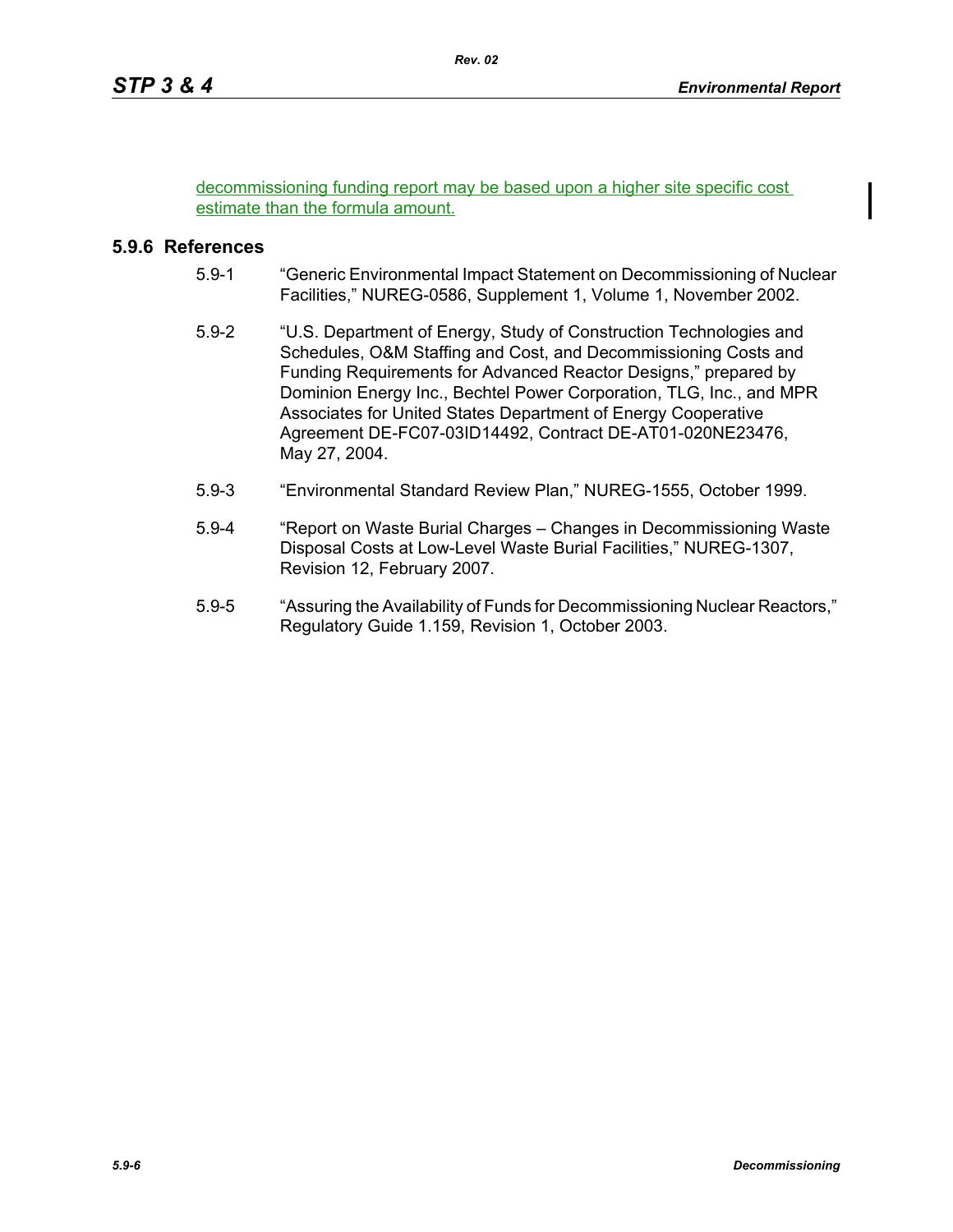decommissioning funding report may be based upon a higher site specific cost estimate than the formula amount.

### 5.9.6 References

5.9-1 "Generic Environmental Impact Statement on Decommissioning of Nuclear Facilities," NUREG-0586, Supplement 1, Volume 1, November 2002.

5.9-2 "U.S. Department of Energy, Study of Construction Technologies and Schedules, O&M Staffing and Cost, and Decommissioning Costs and Funding Requirements for Advanced Reactor Designs," prepared by Dominion Energy Inc., Bechtel Power Corporation, TLG, Inc., and MPR Associates for United States Department of Energy Cooperative Agreement DE-FC07-03ID14492, Contract DE-AT01-020NE23476, May 27, 2004.

5.9-3 "Environmental Standard Review Plan," NUREG-1555, October 1999.

5.9-4 "Report on Waste Burial Charges – Changes in Decommissioning Waste Disposal Costs at Low-Level Waste Burial Facilities," NUREG-1307, Revision 12, February 2007.

5.9-5 "Assuring the Availability of Funds for Decommissioning Nuclear Reactors," Regulatory Guide 1.159, Revision 1, October 2003.